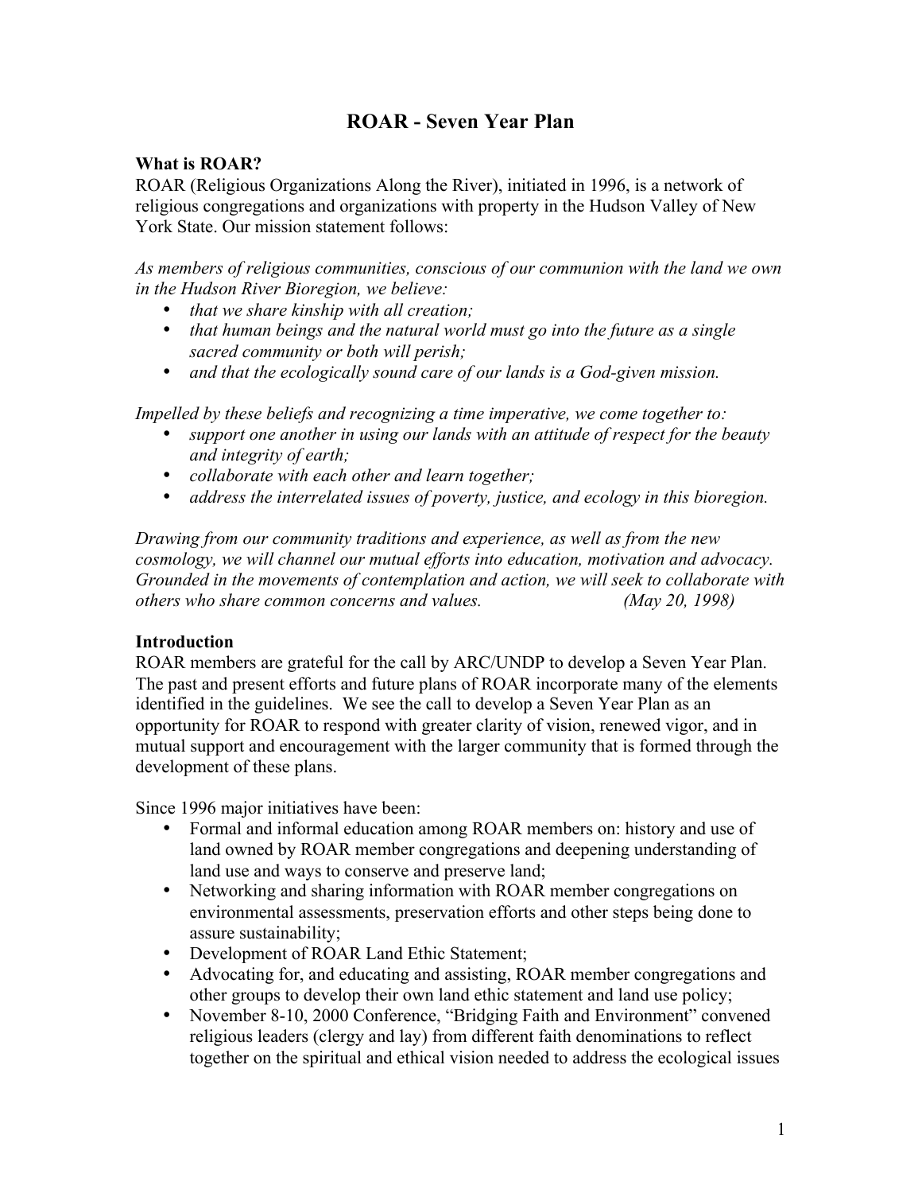# ROAR - Seven Year Plan

### What is ROAR?

ROAR (Religious Organizations Along the River), initiated in 1996, is a network of religious congregations and organizations with property in the Hudson Valley of New York State. Our mission statement follows:

*As members of religious communities, conscious of our communion with the land we own in the Hudson River Bioregion, we believe:*

- *that we share kinship with all creation;*
- *that human beings and the natural world must go into the future as a single sacred community or both will perish;*
- *and that the ecologically sound care of our lands is a God-given mission.*

*Impelled by these beliefs and recognizing a time imperative, we come together to:*

- *support one another in using our lands with an attitude of respect for the beauty and integrity of earth;*
- *collaborate with each other and learn together;*
- *address the interrelated issues of poverty, justice, and ecology in this bioregion.*

*Drawing from our community traditions and experience, as well as from the new cosmology, we will channel our mutual efforts into education, motivation and advocacy. Grounded in the movements of contemplation and action, we will seek to collaborate with others who share common concerns and values.* *(May 20, 1998)*

### Introduction

ROAR members are grateful for the call by ARC/UNDP to develop a Seven Year Plan. The past and present efforts and future plans of ROAR incorporate many of the elements identified in the guidelines. We see the call to develop a Seven Year Plan as an opportunity for ROAR to respond with greater clarity of vision, renewed vigor, and in mutual support and encouragement with the larger community that is formed through the development of these plans.

Since 1996 major initiatives have been:

- Formal and informal education among ROAR members on: history and use of land owned by ROAR member congregations and deepening understanding of land use and ways to conserve and preserve land;
- Networking and sharing information with ROAR member congregations on environmental assessments, preservation efforts and other steps being done to assure sustainability;
- Development of ROAR Land Ethic Statement;
- Advocating for, and educating and assisting, ROAR member congregations and other groups to develop their own land ethic statement and land use policy;
- November 8-10, 2000 Conference, "Bridging Faith and Environment" convened religious leaders (clergy and lay) from different faith denominations to reflect together on the spiritual and ethical vision needed to address the ecological issues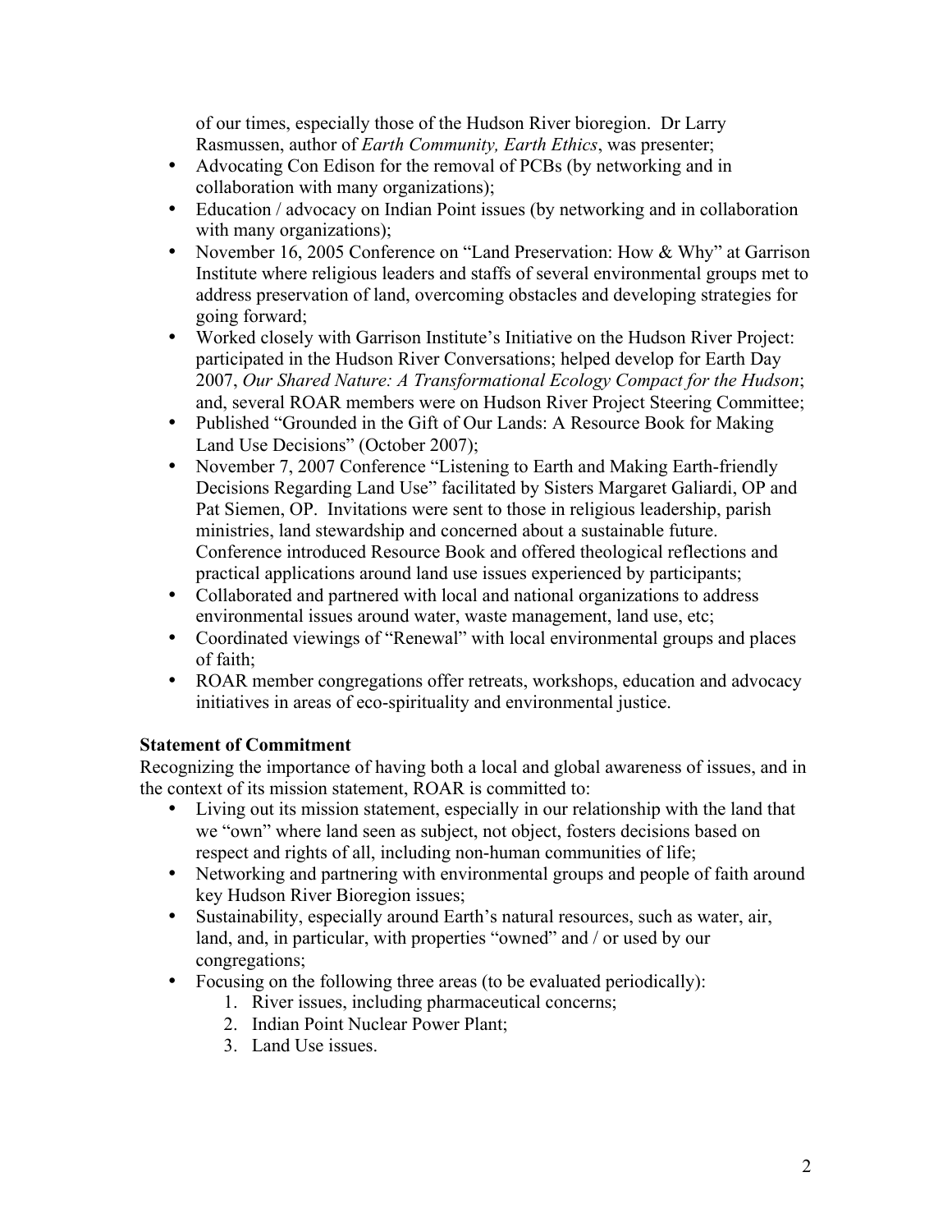of our times, especially those of the Hudson River bioregion. Dr Larry Rasmussen, author of *Earth Community, Earth Ethics*, was presenter;

- Advocating Con Edison for the removal of PCBs (by networking and in collaboration with many organizations);
- Education / advocacy on Indian Point issues (by networking and in collaboration with many organizations);
- November 16, 2005 Conference on "Land Preservation: How & Why" at Garrison Institute where religious leaders and staffs of several environmental groups met to address preservation of land, overcoming obstacles and developing strategies for going forward;
- Worked closely with Garrison Institute's Initiative on the Hudson River Project: participated in the Hudson River Conversations; helped develop for Earth Day 2007, *Our Shared Nature: A Transformational Ecology Compact for the Hudson*; and, several ROAR members were on Hudson River Project Steering Committee;
- Published "Grounded in the Gift of Our Lands: A Resource Book for Making Land Use Decisions" (October 2007);
- November 7, 2007 Conference "Listening to Earth and Making Earth-friendly Decisions Regarding Land Use" facilitated by Sisters Margaret Galiardi, OP and Pat Siemen, OP. Invitations were sent to those in religious leadership, parish ministries, land stewardship and concerned about a sustainable future. Conference introduced Resource Book and offered theological reflections and practical applications around land use issues experienced by participants;
- Collaborated and partnered with local and national organizations to address environmental issues around water, waste management, land use, etc;
- Coordinated viewings of "Renewal" with local environmental groups and places of faith;
- ROAR member congregations offer retreats, workshops, education and advocacy initiatives in areas of eco-spirituality and environmental justice.

**Statement of Commitment**

Recognizing the importance of having both a local and global awareness of issues, and in the context of its mission statement, ROAR is committed to:

- Living out its mission statement, especially in our relationship with the land that we "own" where land seen as subject, not object, fosters decisions based on respect and rights of all, including non-human communities of life;
- Networking and partnering with environmental groups and people of faith around key Hudson River Bioregion issues;
- Sustainability, especially around Earth's natural resources, such as water, air, land, and, in particular, with properties "owned" and / or used by our congregations;
- Focusing on the following three areas (to be evaluated periodically):
  1. River issues, including pharmaceutical concerns;
  2. Indian Point Nuclear Power Plant;
  3. Land Use issues.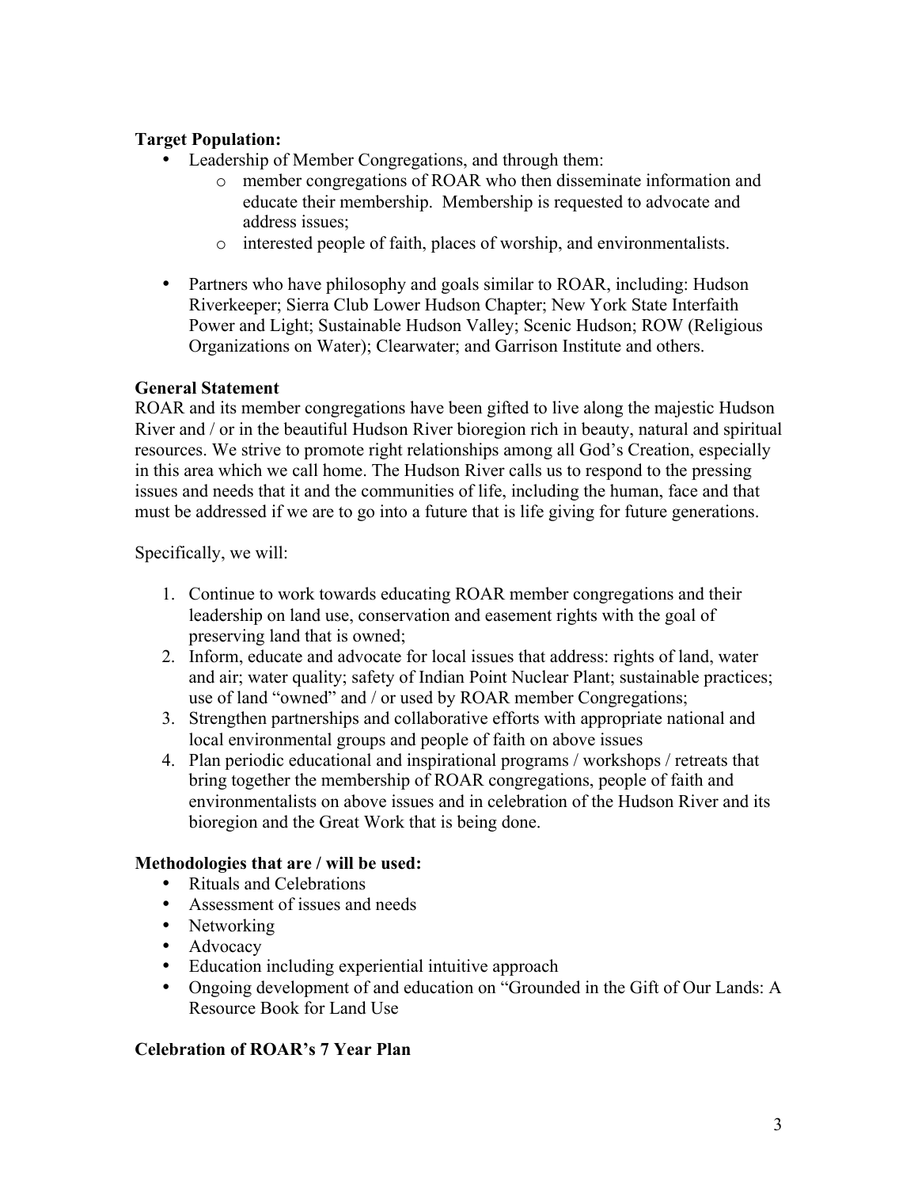**Target Population:**

- Leadership of Member Congregations, and through them:
    - member congregations of ROAR who then disseminate information and educate their membership. Membership is requested to advocate and address issues;
    - interested people of faith, places of worship, and environmentalists.

- Partners who have philosophy and goals similar to ROAR, including: Hudson Riverkeeper; Sierra Club Lower Hudson Chapter; New York State Interfaith Power and Light; Sustainable Hudson Valley; Scenic Hudson; ROW (Religious Organizations on Water); Clearwater; and Garrison Institute and others.

**General Statement**

ROAR and its member congregations have been gifted to live along the majestic Hudson River and / or in the beautiful Hudson River bioregion rich in beauty, natural and spiritual resources. We strive to promote right relationships among all God's Creation, especially in this area which we call home. The Hudson River calls us to respond to the pressing issues and needs that it and the communities of life, including the human, face and that must be addressed if we are to go into a future that is life giving for future generations.

Specifically, we will:

1. Continue to work towards educating ROAR member congregations and their leadership on land use, conservation and easement rights with the goal of preserving land that is owned;
2. Inform, educate and advocate for local issues that address: rights of land, water and air; water quality; safety of Indian Point Nuclear Plant; sustainable practices; use of land "owned" and / or used by ROAR member Congregations;
3. Strengthen partnerships and collaborative efforts with appropriate national and local environmental groups and people of faith on above issues
4. Plan periodic educational and inspirational programs / workshops / retreats that bring together the membership of ROAR congregations, people of faith and environmentalists on above issues and in celebration of the Hudson River and its bioregion and the Great Work that is being done.

**Methodologies that are / will be used:**

- Rituals and Celebrations
- Assessment of issues and needs
- Networking
- Advocacy
- Education including experiential intuitive approach
- Ongoing development of and education on "Grounded in the Gift of Our Lands: A Resource Book for Land Use

**Celebration of ROAR's 7 Year Plan**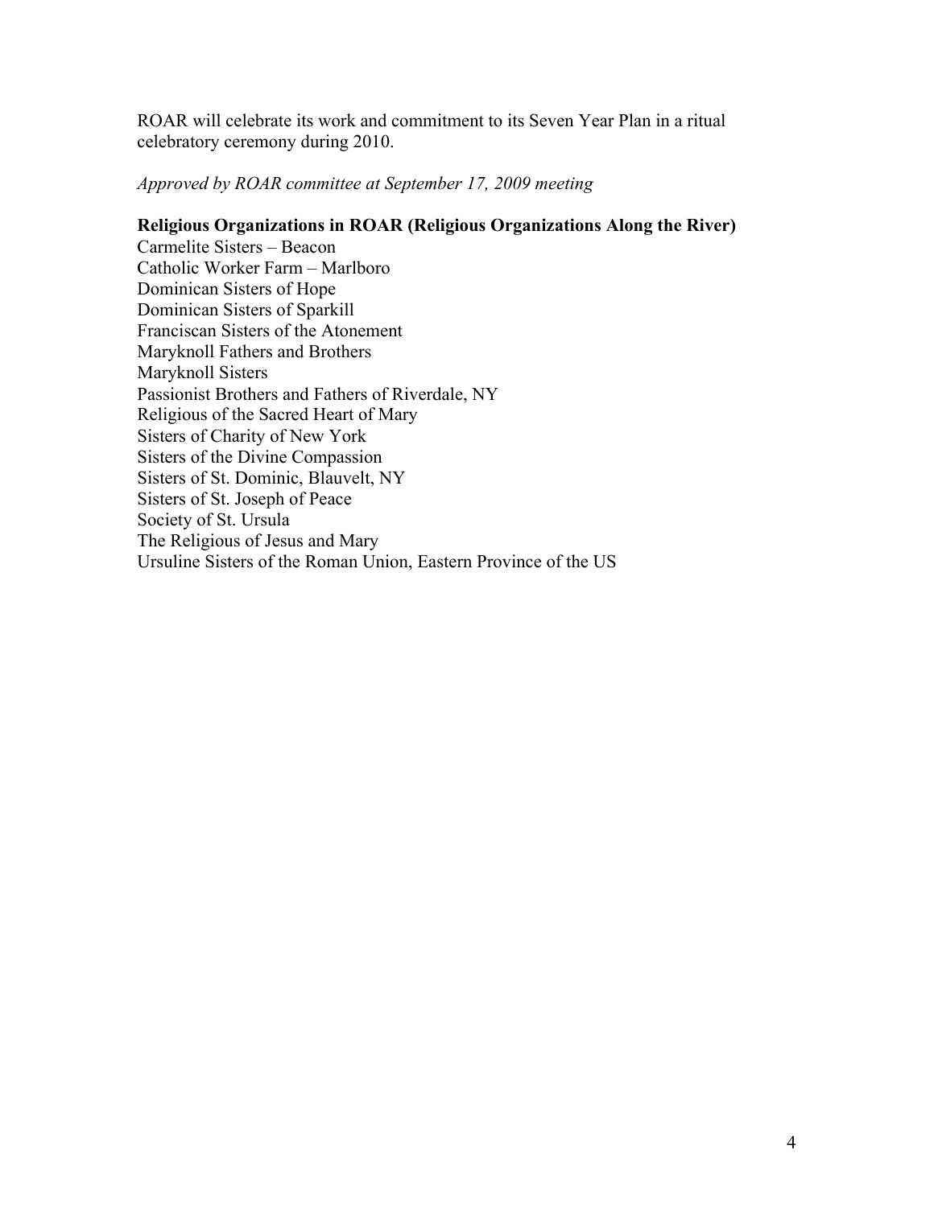ROAR will celebrate its work and commitment to its Seven Year Plan in a ritual celebratory ceremony during 2010.

*Approved by ROAR committee at September 17, 2009 meeting*

**Religious Organizations in ROAR (Religious Organizations Along the River)**

Carmelite Sisters – Beacon
Catholic Worker Farm – Marlboro
Dominican Sisters of Hope
Dominican Sisters of Sparkill
Franciscan Sisters of the Atonement
Maryknoll Fathers and Brothers
Maryknoll Sisters
Passionist Brothers and Fathers of Riverdale, NY
Religious of the Sacred Heart of Mary
Sisters of Charity of New York
Sisters of the Divine Compassion
Sisters of St. Dominic, Blauvelt, NY
Sisters of St. Joseph of Peace
Society of St. Ursula
The Religious of Jesus and Mary
Ursuline Sisters of the Roman Union, Eastern Province of the US